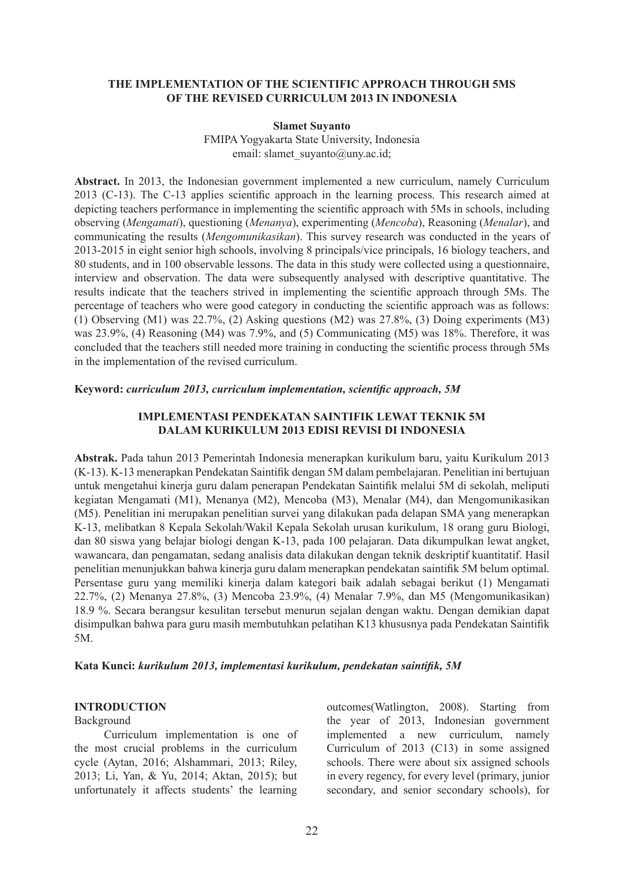# THE IMPLEMENTATION OF THE SCIENTIFIC APPROACH THROUGH 5MS OF THE REVISED CURRICULUM 2013 IN INDONESIA

**Slamet Suyanto**

FMIPA Yogyakarta State University, Indonesia
email: slamet_suyanto@uny.ac.id;

**Abstract.** In 2013, the Indonesian government implemented a new curriculum, namely Curriculum 2013 (C-13). The C-13 applies scientific approach in the learning process. This research aimed at depicting teachers performance in implementing the scientific approach with 5Ms in schools, including observing (*Mengamati*), questioning (*Menanya*), experimenting (*Mencoba*), Reasoning (*Menalar*), and communicating the results (*Mengomunikasikan*). This survey research was conducted in the years of 2013-2015 in eight senior high schools, involving 8 principals/vice principals, 16 biology teachers, and 80 students, and in 100 observable lessons. The data in this study were collected using a questionnaire, interview and observation. The data were subsequently analysed with descriptive quantitative. The results indicate that the teachers strived in implementing the scientific approach through 5Ms. The percentage of teachers who were good category in conducting the scientific approach was as follows: (1) Observing (M1) was 22.7%, (2) Asking questions (M2) was 27.8%, (3) Doing experiments (M3) was 23.9%, (4) Reasoning (M4) was 7.9%, and (5) Communicating (M5) was 18%. Therefore, it was concluded that the teachers still needed more training in conducting the scientific process through 5Ms in the implementation of the revised curriculum.

**Keyword:** ***curriculum 2013, curriculum implementation, scientific approach, 5M***

# IMPLEMENTASI PENDEKATAN SAINTIFIK LEWAT TEKNIK 5M DALAM KURIKULUM 2013 EDISI REVISI DI INDONESIA

**Abstrak.** Pada tahun 2013 Pemerintah Indonesia menerapkan kurikulum baru, yaitu Kurikulum 2013 (K-13). K-13 menerapkan Pendekatan Saintifik dengan 5M dalam pembelajaran. Penelitian ini bertujuan untuk mengetahui kinerja guru dalam penerapan Pendekatan Saintifik melalui 5M di sekolah, meliputi kegiatan Mengamati (M1), Menanya (M2), Mencoba (M3), Menalar (M4), dan Mengomunikasikan (M5). Penelitian ini merupakan penelitian survei yang dilakukan pada delapan SMA yang menerapkan K-13, melibatkan 8 Kepala Sekolah/Wakil Kepala Sekolah urusan kurikulum, 18 orang guru Biologi, dan 80 siswa yang belajar biologi dengan K-13, pada 100 pelajaran. Data dikumpulkan lewat angket, wawancara, dan pengamatan, sedang analisis data dilakukan dengan teknik deskriptif kuantitatif. Hasil penelitian menunjukkan bahwa kinerja guru dalam menerapkan pendekatan saintifik 5M belum optimal. Persentase guru yang memiliki kinerja dalam kategori baik adalah sebagai berikut (1) Mengamati 22.7%, (2) Menanya 27.8%, (3) Mencoba 23.9%, (4) Menalar 7.9%, dan M5 (Mengomunikasikan) 18.9 %. Secara berangsur kesulitan tersebut menurun sejalan dengan waktu. Dengan demikian dapat disimpulkan bahwa para guru masih membutuhkan pelatihan K13 khususnya pada Pendekatan Saintifik 5M.

**Kata Kunci:** ***kurikulum 2013, implementasi kurikulum, pendekatan saintifik, 5M***

## INTRODUCTION

### Background

Curriculum implementation is one of the most crucial problems in the curriculum cycle (Aytan, 2016; Alshammari, 2013; Riley, 2013; Li, Yan, & Yu, 2014; Aktan, 2015); but unfortunately it affects students' the learning outcomes(Watlington, 2008). Starting from the year of 2013, Indonesian government implemented a new curriculum, namely Curriculum of 2013 (C13) in some assigned schools. There were about six assigned schools in every regency, for every level (primary, junior secondary, and senior secondary schools), for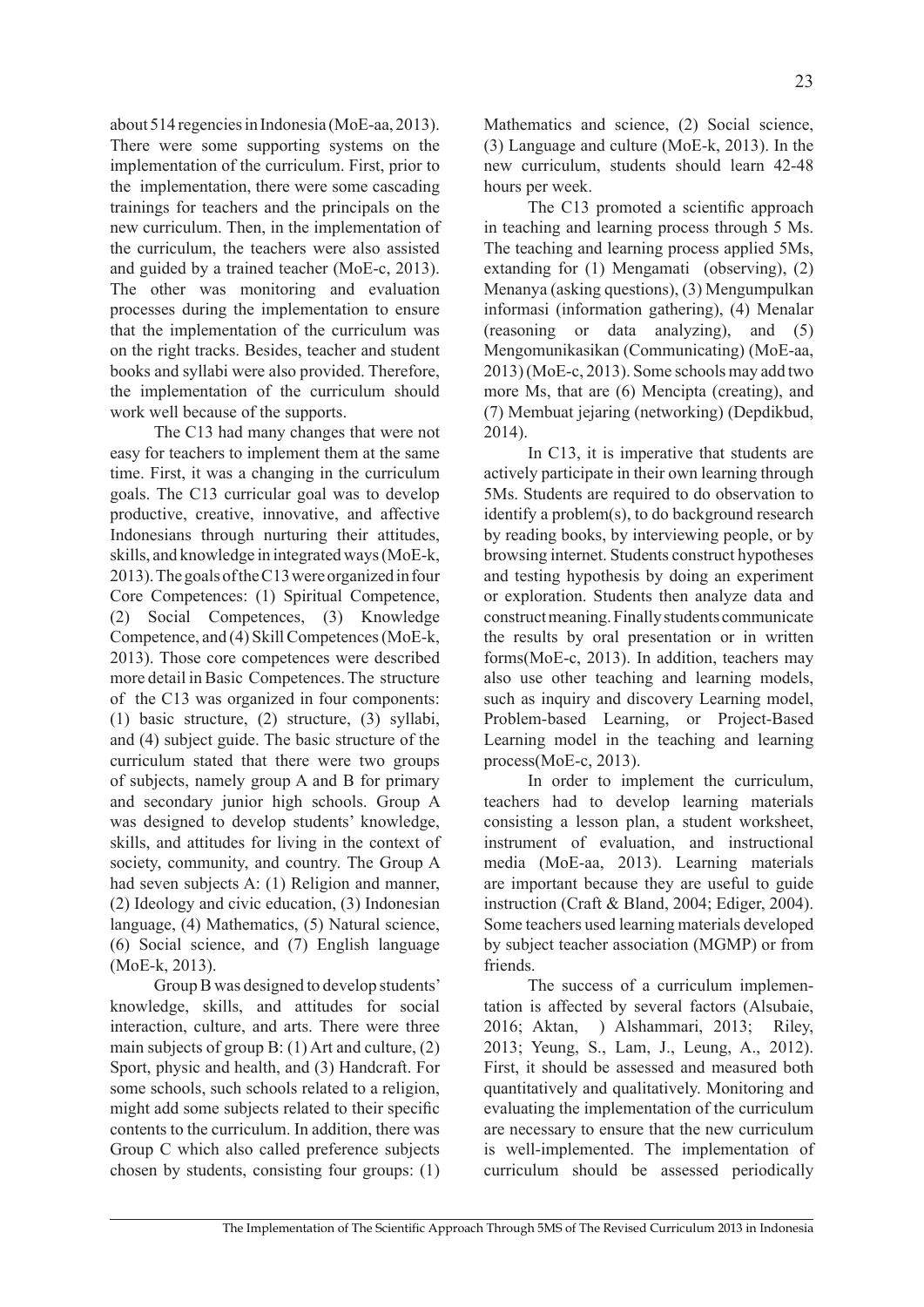about 514 regencies in Indonesia (MoE-aa, 2013). There were some supporting systems on the implementation of the curriculum. First, prior to the implementation, there were some cascading trainings for teachers and the principals on the new curriculum. Then, in the implementation of the curriculum, the teachers were also assisted and guided by a trained teacher (MoE-c, 2013). The other was monitoring and evaluation processes during the implementation to ensure that the implementation of the curriculum was on the right tracks. Besides, teacher and student books and syllabi were also provided. Therefore, the implementation of the curriculum should work well because of the supports.

The C13 had many changes that were not easy for teachers to implement them at the same time. First, it was a changing in the curriculum goals. The C13 curricular goal was to develop productive, creative, innovative, and affective Indonesians through nurturing their attitudes, skills, and knowledge in integrated ways (MoE-k, 2013). The goals of the C13 were organized in four Core Competences: (1) Spiritual Competence, (2) Social Competences, (3) Knowledge Competence, and (4) Skill Competences (MoE-k, 2013). Those core competences were described more detail in Basic Competences. The structure of the C13 was organized in four components: (1) basic structure, (2) structure, (3) syllabi, and (4) subject guide. The basic structure of the curriculum stated that there were two groups of subjects, namely group A and B for primary and secondary junior high schools. Group A was designed to develop students' knowledge, skills, and attitudes for living in the context of society, community, and country. The Group A had seven subjects A: (1) Religion and manner, (2) Ideology and civic education, (3) Indonesian language, (4) Mathematics, (5) Natural science, (6) Social science, and (7) English language (MoE-k, 2013).

Group B was designed to develop students' knowledge, skills, and attitudes for social interaction, culture, and arts. There were three main subjects of group B: (1) Art and culture, (2) Sport, physic and health, and (3) Handcraft. For some schools, such schools related to a religion, might add some subjects related to their specific contents to the curriculum. In addition, there was Group C which also called preference subjects chosen by students, consisting four groups: (1) Mathematics and science, (2) Social science, (3) Language and culture (MoE-k, 2013). In the new curriculum, students should learn 42-48 hours per week.

The C13 promoted a scientific approach in teaching and learning process through 5 Ms. The teaching and learning process applied 5Ms, extanding for (1) Mengamati (observing), (2) Menanya (asking questions), (3) Mengumpulkan informasi (information gathering), (4) Menalar (reasoning or data analyzing), and (5) Mengomunikasikan (Communicating) (MoE-aa, 2013) (MoE-c, 2013). Some schools may add two more Ms, that are (6) Mencipta (creating), and (7) Membuat jejaring (networking) (Depdikbud, 2014).

In C13, it is imperative that students are actively participate in their own learning through 5Ms. Students are required to do observation to identify a problem(s), to do background research by reading books, by interviewing people, or by browsing internet. Students construct hypotheses and testing hypothesis by doing an experiment or exploration. Students then analyze data and construct meaning. Finally students communicate the results by oral presentation or in written forms(MoE-c, 2013). In addition, teachers may also use other teaching and learning models, such as inquiry and discovery Learning model, Problem-based Learning, or Project-Based Learning model in the teaching and learning process(MoE-c, 2013).

In order to implement the curriculum, teachers had to develop learning materials consisting a lesson plan, a student worksheet, instrument of evaluation, and instructional media (MoE-aa, 2013). Learning materials are important because they are useful to guide instruction (Craft & Bland, 2004; Ediger, 2004). Some teachers used learning materials developed by subject teacher association (MGMP) or from friends.

The success of a curriculum implementation is affected by several factors (Alsubaie, 2016; Aktan, ) Alshammari, 2013; Riley, 2013; Yeung, S., Lam, J., Leung, A., 2012). First, it should be assessed and measured both quantitatively and qualitatively. Monitoring and evaluating the implementation of the curriculum are necessary to ensure that the new curriculum is well-implemented. The implementation of curriculum should be assessed periodically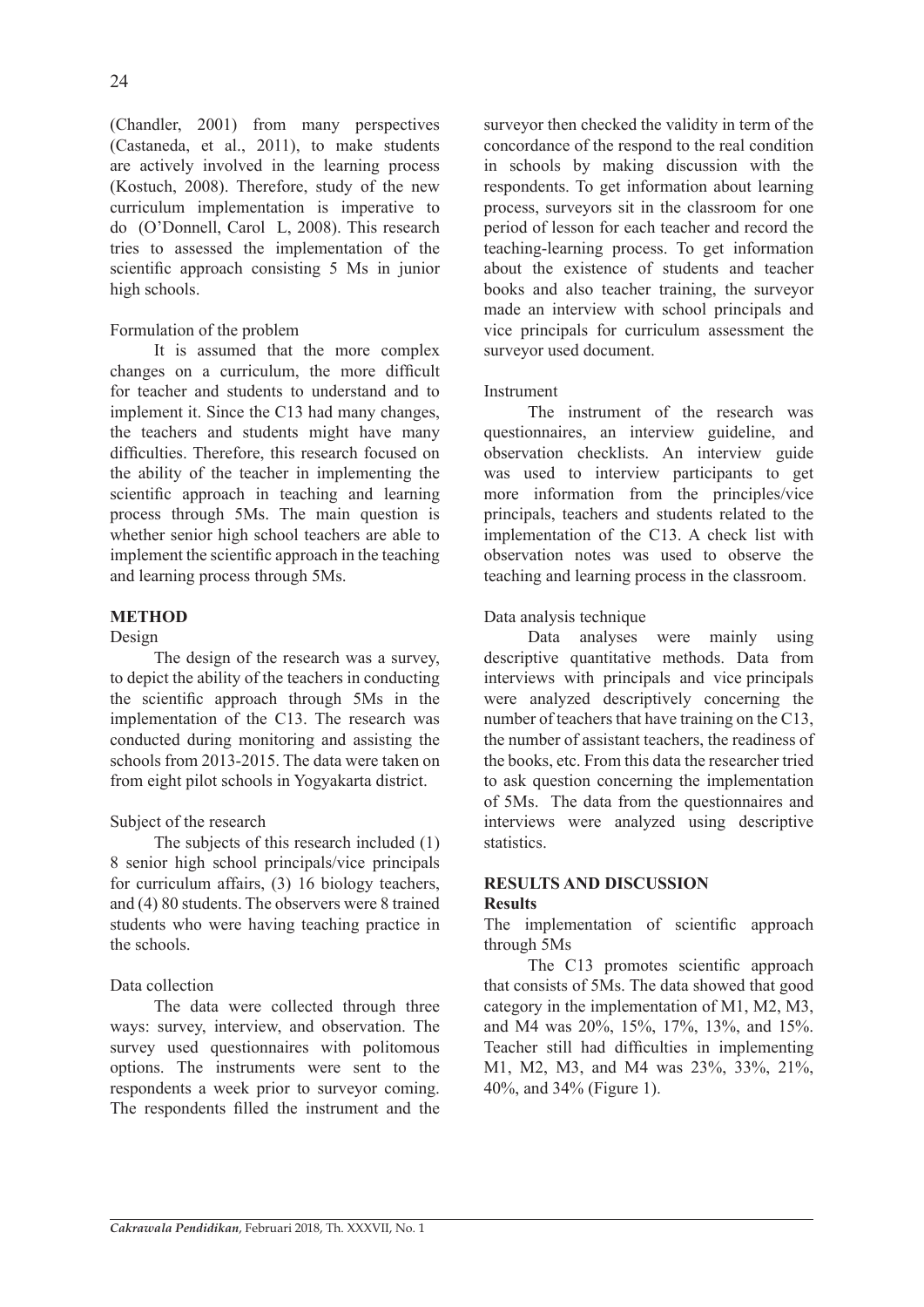(Chandler, 2001) from many perspectives (Castaneda, et al., 2011), to make students are actively involved in the learning process (Kostuch, 2008). Therefore, study of the new curriculum implementation is imperative to do (O'Donnell, Carol L, 2008). This research tries to assessed the implementation of the scientific approach consisting 5 Ms in junior high schools.

Formulation of the problem

It is assumed that the more complex changes on a curriculum, the more difficult for teacher and students to understand and to implement it. Since the C13 had many changes, the teachers and students might have many difficulties. Therefore, this research focused on the ability of the teacher in implementing the scientific approach in teaching and learning process through 5Ms. The main question is whether senior high school teachers are able to implement the scientific approach in the teaching and learning process through 5Ms.

## METHOD

Design

The design of the research was a survey, to depict the ability of the teachers in conducting the scientific approach through 5Ms in the implementation of the C13. The research was conducted during monitoring and assisting the schools from 2013-2015. The data were taken on from eight pilot schools in Yogyakarta district.

Subject of the research

The subjects of this research included (1) 8 senior high school principals/vice principals for curriculum affairs, (3) 16 biology teachers, and (4) 80 students. The observers were 8 trained students who were having teaching practice in the schools.

Data collection

The data were collected through three ways: survey, interview, and observation. The survey used questionnaires with politomous options. The instruments were sent to the respondents a week prior to surveyor coming. The respondents filled the instrument and the surveyor then checked the validity in term of the concordance of the respond to the real condition in schools by making discussion with the respondents. To get information about learning process, surveyors sit in the classroom for one period of lesson for each teacher and record the teaching-learning process. To get information about the existence of students and teacher books and also teacher training, the surveyor made an interview with school principals and vice principals for curriculum assessment the surveyor used document.

Instrument

The instrument of the research was questionnaires, an interview guideline, and observation checklists. An interview guide was used to interview participants to get more information from the principles/vice principals, teachers and students related to the implementation of the C13. A check list with observation notes was used to observe the teaching and learning process in the classroom.

Data analysis technique

Data analyses were mainly using descriptive quantitative methods. Data from interviews with principals and vice principals were analyzed descriptively concerning the number of teachers that have training on the C13, the number of assistant teachers, the readiness of the books, etc. From this data the researcher tried to ask question concerning the implementation of 5Ms. The data from the questionnaires and interviews were analyzed using descriptive statistics.

## RESULTS AND DISCUSSION

### Results

The implementation of scientific approach through 5Ms

The C13 promotes scientific approach that consists of 5Ms. The data showed that good category in the implementation of M1, M2, M3, and M4 was 20%, 15%, 17%, 13%, and 15%. Teacher still had difficulties in implementing M1, M2, M3, and M4 was 23%, 33%, 21%, 40%, and 34% (Figure 1).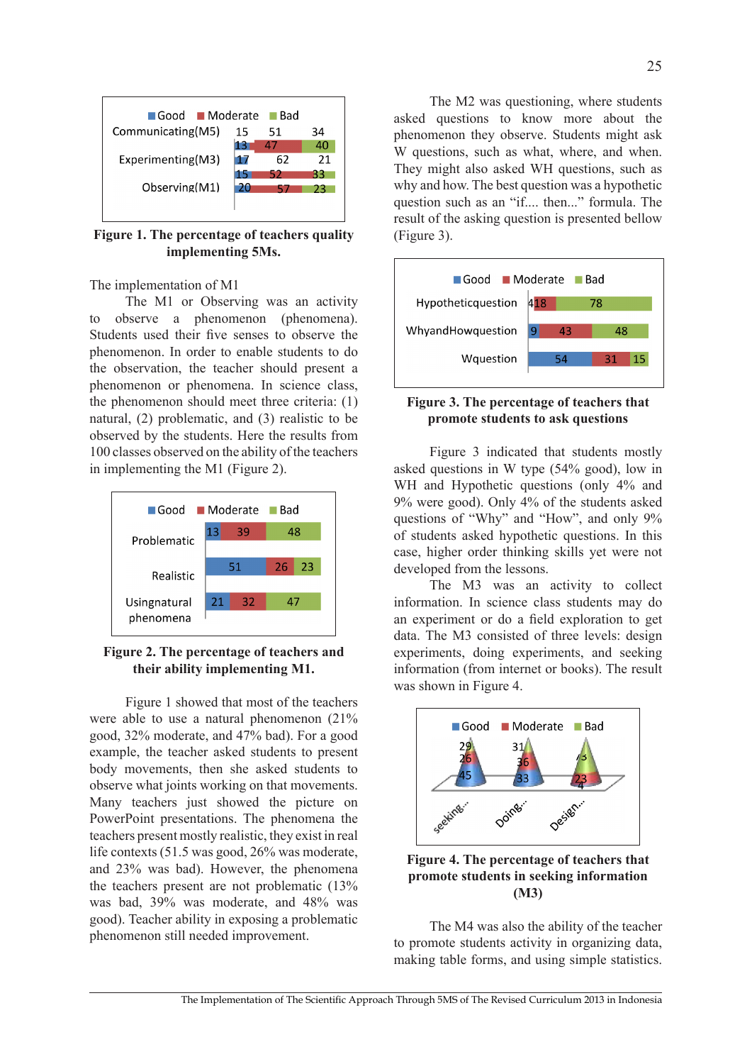**Figure 1. The percentage of teachers quality implementing 5Ms.**

The implementation of M1

The M1 or Observing was an activity to observe a phenomenon (phenomena). Students used their five senses to observe the phenomenon. In order to enable students to do the observation, the teacher should present a phenomenon or phenomena. In science class, the phenomenon should meet three criteria: (1) natural, (2) problematic, and (3) realistic to be observed by the students. Here the results from 100 classes observed on the ability of the teachers in implementing the M1 (Figure 2).

**Figure 2. The percentage of teachers and their ability implementing M1.**

Figure 1 showed that most of the teachers were able to use a natural phenomenon (21% good, 32% moderate, and 47% bad). For a good example, the teacher asked students to present body movements, then she asked students to observe what joints working on that movements. Many teachers just showed the picture on PowerPoint presentations. The phenomena the teachers present mostly realistic, they exist in real life contexts (51.5 was good, 26% was moderate, and 23% was bad). However, the phenomena the teachers present are not problematic (13% was bad, 39% was moderate, and 48% was good). Teacher ability in exposing a problematic phenomenon still needed improvement.

The M2 was questioning, where students asked questions to know more about the phenomenon they observe. Students might ask W questions, such as what, where, and when. They might also asked WH questions, such as why and how. The best question was a hypothetic question such as an "if.... then..." formula. The result of the asking question is presented bellow (Figure 3).

**Figure 3. The percentage of teachers that promote students to ask questions**

Figure 3 indicated that students mostly asked questions in W type (54% good), low in WH and Hypothetic questions (only 4% and 9% were good). Only 4% of the students asked questions of "Why" and "How", and only 9% of students asked hypothetic questions. In this case, higher order thinking skills yet were not developed from the lessons.

The M3 was an activity to collect information. In science class students may do an experiment or do a field exploration to get data. The M3 consisted of three levels: design experiments, doing experiments, and seeking information (from internet or books). The result was shown in Figure 4.

**Figure 4. The percentage of teachers that promote students in seeking information (M3)**

The M4 was also the ability of the teacher to promote students activity in organizing data, making table forms, and using simple statistics.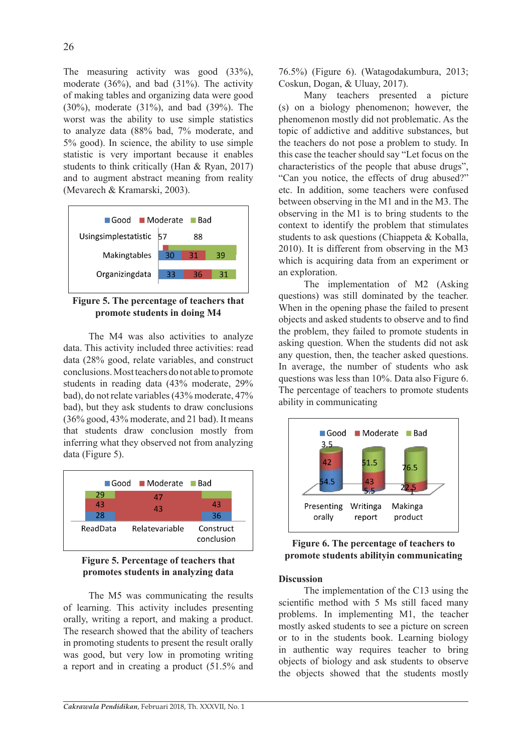The measuring activity was good (33%), moderate (36%), and bad (31%). The activity of making tables and organizing data were good (30%), moderate (31%), and bad (39%). The worst was the ability to use simple statistics to analyze data (88% bad, 7% moderate, and 5% good). In science, the ability to use simple statistic is very important because it enables students to think critically (Han & Ryan, 2017) and to augment abstract meaning from reality (Mevarech & Kramarski, 2003).

| | Good | Moderate | Bad |
|---|---|---|---|
| Usingsimplestatistic | 5 | 7 | 88 |
| Makingtables | 30 | 31 | 39 |
| Organizingdata | 33 | 36 | 31 |

**Figure 5. The percentage of teachers that promote students in doing M4**

The M4 was also activities to analyze data. This activity included three activities: read data (28% good, relate variables, and construct conclusions. Most teachers do not able to promote students in reading data (43% moderate, 29% bad), do not relate variables (43% moderate, 47% bad), but they ask students to draw conclusions (36% good, 43% moderate, and 21 bad). It means that students draw conclusion mostly from inferring what they observed not from analyzing data (Figure 5).

| | Good | Moderate | Bad |
|---|---|---|---|
| ReadData | 28 | 43 | 29 |
| Relatevariable | | 43 | 47 |
| Construct conclusion | 36 | 43 | |

**Figure 5. Percentage of teachers that promotes students in analyzing data**

The M5 was communicating the results of learning. This activity includes presenting orally, writing a report, and making a product. The research showed that the ability of teachers in promoting students to present the result orally was good, but very low in promoting writing a report and in creating a product (51.5% and 76.5%) (Figure 6). (Watagodakumbura, 2013; Coskun, Dogan, & Uluay, 2017).

Many teachers presented a picture (s) on a biology phenomenon; however, the phenomenon mostly did not problematic. As the topic of addictive and additive substances, but the teachers do not pose a problem to study. In this case the teacher should say "Let focus on the characteristics of the people that abuse drugs", "Can you notice, the effects of drug abused?" etc. In addition, some teachers were confused between observing in the M1 and in the M3. The observing in the M1 is to bring students to the context to identify the problem that stimulates students to ask questions (Chiappeta & Koballa, 2010). It is different from observing in the M3 which is acquiring data from an experiment or an exploration.

The implementation of M2 (Asking questions) was still dominated by the teacher. When in the opening phase the failed to present objects and asked students to observe and to find the problem, they failed to promote students in asking question. When the students did not ask any question, then, the teacher asked questions. In average, the number of students who ask questions was less than 10%. Data also Figure 6. The percentage of teachers to promote students ability in communicating

| | Good | Moderate | Bad |
|---|---|---|---|
| Presenting orally | 54.5 | 42 | 3.5 |
| Writinga report | 5.5 | 43 | 51.5 |
| Makinga product | 1 | 22.5 | 76.5 |

**Figure 6. The percentage of teachers to promote students abilityin communicating**

## Discussion

The implementation of the C13 using the scientific method with 5 Ms still faced many problems. In implementing M1, the teacher mostly asked students to see a picture on screen or to in the students book. Learning biology in authentic way requires teacher to bring objects of biology and ask students to observe the objects showed that the students mostly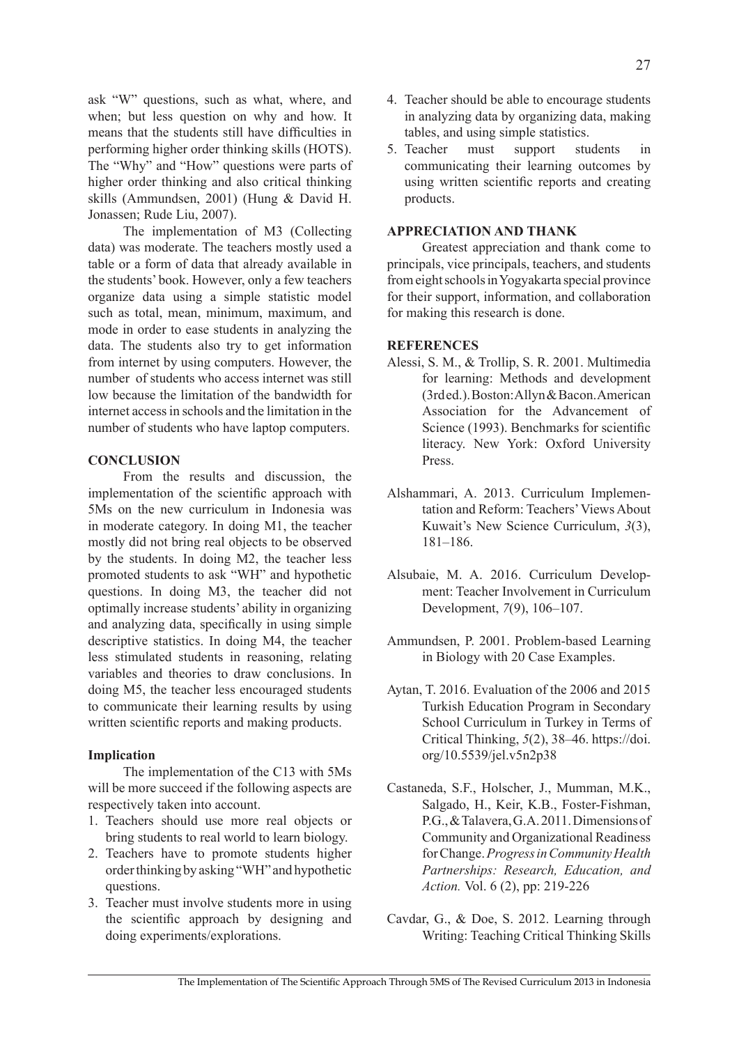ask "W" questions, such as what, where, and when; but less question on why and how. It means that the students still have difficulties in performing higher order thinking skills (HOTS). The "Why" and "How" questions were parts of higher order thinking and also critical thinking skills (Ammundsen, 2001) (Hung & David H. Jonassen; Rude Liu, 2007).

The implementation of M3 (Collecting data) was moderate. The teachers mostly used a table or a form of data that already available in the students' book. However, only a few teachers organize data using a simple statistic model such as total, mean, minimum, maximum, and mode in order to ease students in analyzing the data. The students also try to get information from internet by using computers. However, the number of students who access internet was still low because the limitation of the bandwidth for internet access in schools and the limitation in the number of students who have laptop computers.

## CONCLUSION

From the results and discussion, the implementation of the scientific approach with 5Ms on the new curriculum in Indonesia was in moderate category. In doing M1, the teacher mostly did not bring real objects to be observed by the students. In doing M2, the teacher less promoted students to ask "WH" and hypothetic questions. In doing M3, the teacher did not optimally increase students' ability in organizing and analyzing data, specifically in using simple descriptive statistics. In doing M4, the teacher less stimulated students in reasoning, relating variables and theories to draw conclusions. In doing M5, the teacher less encouraged students to communicate their learning results by using written scientific reports and making products.

### Implication

The implementation of the C13 with 5Ms will be more succeed if the following aspects are respectively taken into account.

1. Teachers should use more real objects or bring students to real world to learn biology.
2. Teachers have to promote students higher order thinking by asking "WH" and hypothetic questions.
3. Teacher must involve students more in using the scientific approach by designing and doing experiments/explorations.
4. Teacher should be able to encourage students in analyzing data by organizing data, making tables, and using simple statistics.
5. Teacher must support students in communicating their learning outcomes by using written scientific reports and creating products.

## APPRECIATION AND THANK

Greatest appreciation and thank come to principals, vice principals, teachers, and students from eight schools in Yogyakarta special province for their support, information, and collaboration for making this research is done.

## REFERENCES

Alessi, S. M., & Trollip, S. R. 2001. Multimedia for learning: Methods and development (3rd ed.). Boston: Allyn & Bacon. American Association for the Advancement of Science (1993). Benchmarks for scientific literacy. New York: Oxford University Press.

Alshammari, A. 2013. Curriculum Implementation and Reform: Teachers' Views About Kuwait's New Science Curriculum, *3*(3), 181–186.

Alsubaie, M. A. 2016. Curriculum Development: Teacher Involvement in Curriculum Development, *7*(9), 106–107.

Ammundsen, P. 2001. Problem-based Learning in Biology with 20 Case Examples.

Aytan, T. 2016. Evaluation of the 2006 and 2015 Turkish Education Program in Secondary School Curriculum in Turkey in Terms of Critical Thinking, *5*(2), 38–46. https://doi.org/10.5539/jel.v5n2p38

Castaneda, S.F., Holscher, J., Mumman, M.K., Salgado, H., Keir, K.B., Foster-Fishman, P.G., & Talavera, G.A. 2011. Dimensions of Community and Organizational Readiness for Change. *Progress in Community Health Partnerships: Research, Education, and Action.* Vol. 6 (2), pp: 219-226

Cavdar, G., & Doe, S. 2012. Learning through Writing: Teaching Critical Thinking Skills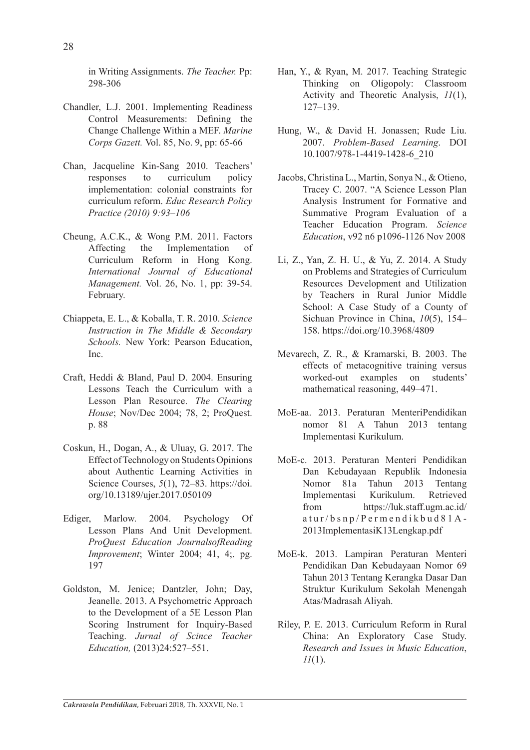in Writing Assignments. *The Teacher.* Pp: 298-306

Chandler, L.J. 2001. Implementing Readiness Control Measurements: Defining the Change Challenge Within a MEF. *Marine Corps Gazett.* Vol. 85, No. 9, pp: 65-66

Chan, Jacqueline Kin-Sang 2010. Teachers' responses to curriculum policy implementation: colonial constraints for curriculum reform. *Educ Research Policy Practice (2010) 9:93–106*

Cheung, A.C.K., & Wong P.M. 2011. Factors Affecting the Implementation of Curriculum Reform in Hong Kong. *International Journal of Educational Management.* Vol. 26, No. 1, pp: 39-54. February.

Chiappeta, E. L., & Koballa, T. R. 2010. *Science Instruction in The Middle & Secondary Schools.* New York: Pearson Education, Inc.

Craft, Heddi & Bland, Paul D. 2004. Ensuring Lessons Teach the Curriculum with a Lesson Plan Resource. *The Clearing House*; Nov/Dec 2004; 78, 2; ProQuest. p. 88

Coskun, H., Dogan, A., & Uluay, G. 2017. The Effect of Technology on Students Opinions about Authentic Learning Activities in Science Courses, *5*(1), 72–83. https://doi.org/10.13189/ujer.2017.050109

Ediger, Marlow. 2004. Psychology Of Lesson Plans And Unit Development. *ProQuest Education JournalsofReading Improvement*; Winter 2004; 41, 4;. pg. 197

Goldston, M. Jenice; Dantzler, John; Day, Jeanelle. 2013. A Psychometric Approach to the Development of a 5E Lesson Plan Scoring Instrument for Inquiry-Based Teaching. *Jurnal of Scince Teacher Education,* (2013)24:527–551.

Han, Y., & Ryan, M. 2017. Teaching Strategic Thinking on Oligopoly: Classroom Activity and Theoretic Analysis, *11*(1), 127–139.

Hung, W., & David H. Jonassen; Rude Liu. 2007. *Problem-Based Learning*. DOI 10.1007/978-1-4419-1428-6_210

Jacobs, Christina L., Martin, Sonya N., & Otieno, Tracey C. 2007. "A Science Lesson Plan Analysis Instrument for Formative and Summative Program Evaluation of a Teacher Education Program. *Science Education*, v92 n6 p1096-1126 Nov 2008

Li, Z., Yan, Z. H. U., & Yu, Z. 2014. A Study on Problems and Strategies of Curriculum Resources Development and Utilization by Teachers in Rural Junior Middle School: A Case Study of a County of Sichuan Province in China, *10*(5), 154–158. https://doi.org/10.3968/4809

Mevarech, Z. R., & Kramarski, B. 2003. The effects of metacognitive training versus worked-out examples on students' mathematical reasoning, 449–471.

MoE-aa. 2013. Peraturan MenteriPendidikan nomor 81 A Tahun 2013 tentang Implementasi Kurikulum.

MoE-c. 2013. Peraturan Menteri Pendidikan Dan Kebudayaan Republik Indonesia Nomor 81a Tahun 2013 Tentang Implementasi Kurikulum. Retrieved from https://luk.staff.ugm.ac.id/atur/bsnp/Permendikbud81A-2013ImplementasiK13Lengkap.pdf

MoE-k. 2013. Lampiran Peraturan Menteri Pendidikan Dan Kebudayaan Nomor 69 Tahun 2013 Tentang Kerangka Dasar Dan Struktur Kurikulum Sekolah Menengah Atas/Madrasah Aliyah.

Riley, P. E. 2013. Curriculum Reform in Rural China: An Exploratory Case Study. *Research and Issues in Music Education*, *11*(1).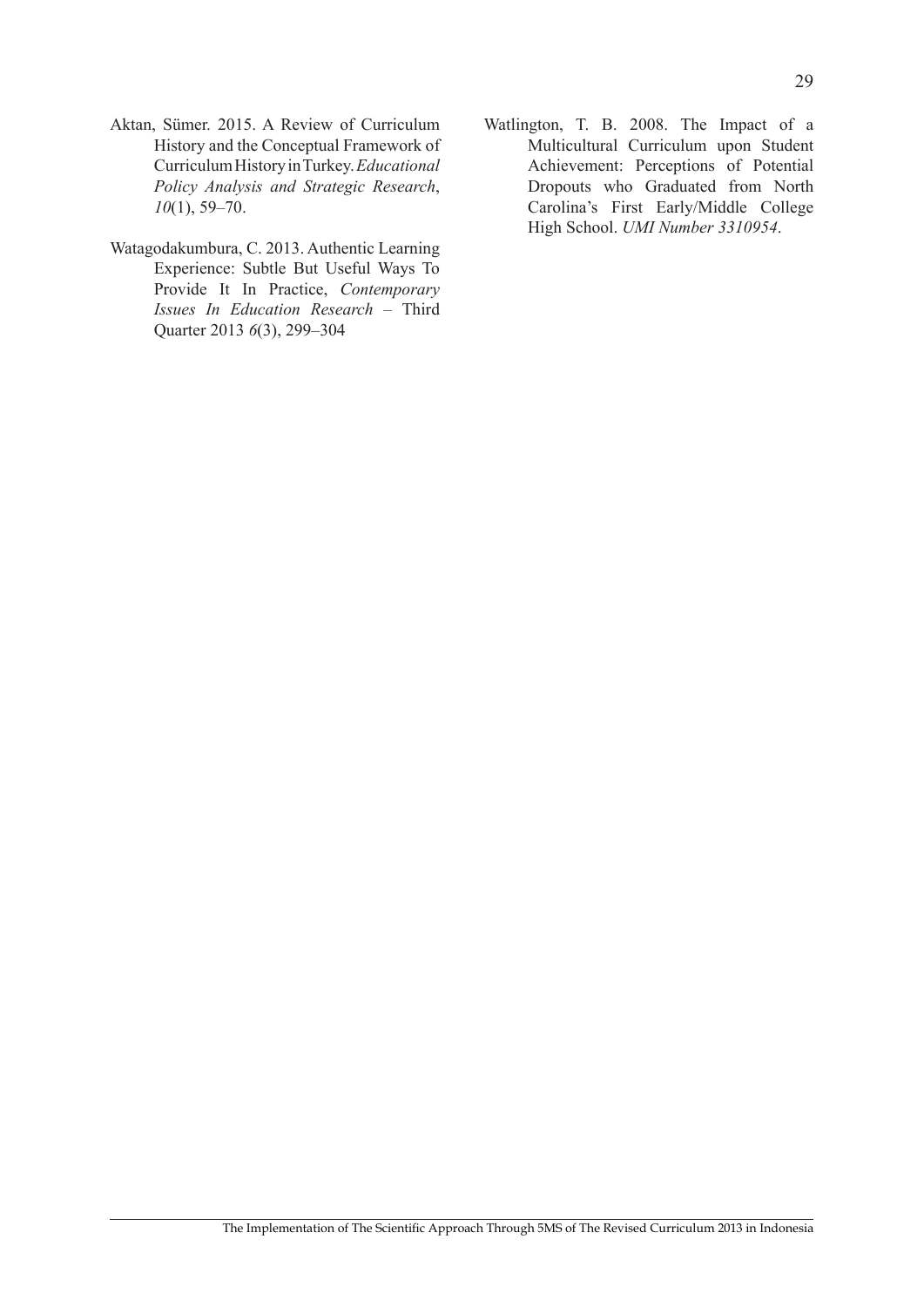Aktan, Sümer. 2015. A Review of Curriculum History and the Conceptual Framework of Curriculum History in Turkey. *Educational Policy Analysis and Strategic Research*, *10*(1), 59–70.

Watagodakumbura, C. 2013. Authentic Learning Experience: Subtle But Useful Ways To Provide It In Practice, *Contemporary Issues In Education Research* – Third Quarter 2013 *6*(3), 299–304

Watlington, T. B. 2008. The Impact of a Multicultural Curriculum upon Student Achievement: Perceptions of Potential Dropouts who Graduated from North Carolina's First Early/Middle College High School. *UMI Number 3310954*.